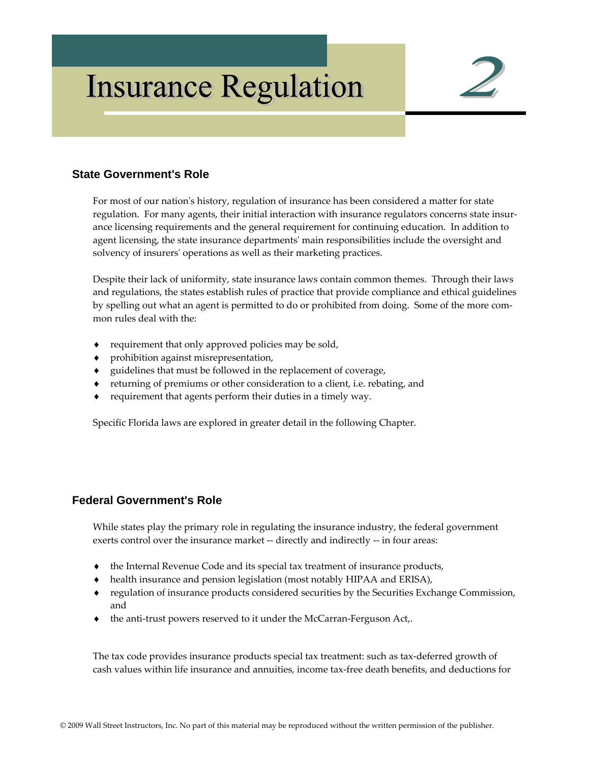# Insurance Regulation

2

## State Government's Role

For most of our nation's history, regulation of insurance has been considered a matter for state regulation. For many agents, their initial interaction with insurance regulators concerns state insurance licensing requirements and the general requirement for continuing education. In addition to agent licensing, the state insurance departments' main responsibilities include the oversight and solvency of insurers' operations as well as their marketing practices.

Despite their lack of uniformity, state insurance laws contain common themes. Through their laws and regulations, the states establish rules of practice that provide compliance and ethical guidelines by spelling out what an agent is permitted to do or prohibited from doing. Some of the more common rules deal with the:

- requirement that only approved policies may be sold,
- prohibition against misrepresentation,
- guidelines that must be followed in the replacement of coverage,
- returning of premiums or other consideration to a client, i.e. rebating, and
- requirement that agents perform their duties in a timely way.

Specific Florida laws are explored in greater detail in the following Chapter.

## Federal Government's Role

While states play the primary role in regulating the insurance industry, the federal government exerts control over the insurance market -- directly and indirectly -- in four areas:

- the Internal Revenue Code and its special tax treatment of insurance products,
- health insurance and pension legislation (most notably HIPAA and ERISA),
- regulation of insurance products considered securities by the Securities Exchange Commission, and
- the anti-trust powers reserved to it under the McCarran-Ferguson Act,.

The tax code provides insurance products special tax treatment: such as tax-deferred growth of cash values within life insurance and annuities, income tax-free death benefits, and deductions for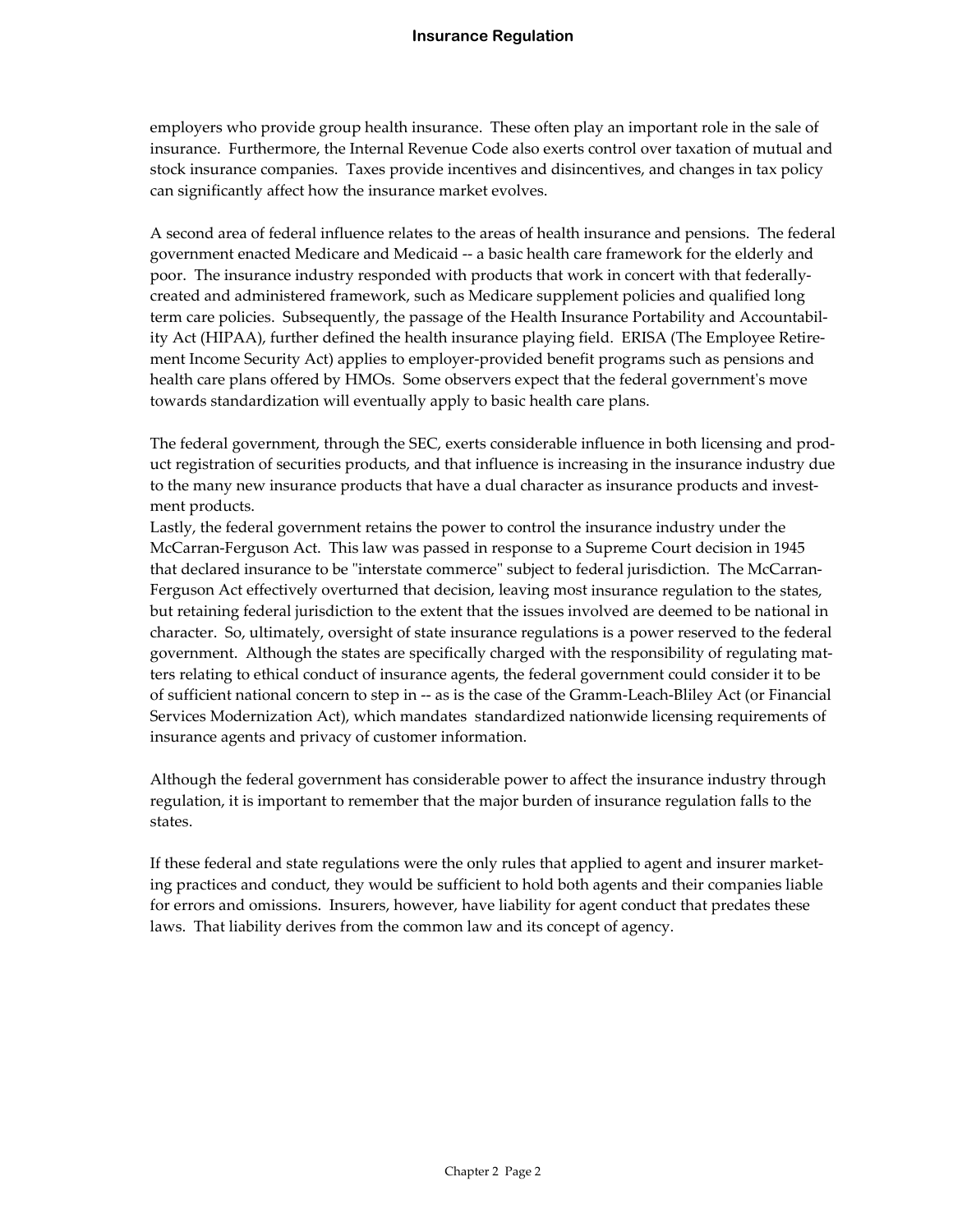employers who provide group health insurance. These often play an important role in the sale of insurance. Furthermore, the Internal Revenue Code also exerts control over taxation of mutual and stock insurance companies. Taxes provide incentives and disincentives, and changes in tax policy can significantly affect how the insurance market evolves.

A second area of federal influence relates to the areas of health insurance and pensions. The federal government enacted Medicare and Medicaid -- a basic health care framework for the elderly and poor. The insurance industry responded with products that work in concert with that federally-created and administered framework, such as Medicare supplement policies and qualified long term care policies. Subsequently, the passage of the Health Insurance Portability and Accountability Act (HIPAA), further defined the health insurance playing field. ERISA (The Employee Retirement Income Security Act) applies to employer-provided benefit programs such as pensions and health care plans offered by HMOs. Some observers expect that the federal government's move towards standardization will eventually apply to basic health care plans.

The federal government, through the SEC, exerts considerable influence in both licensing and product registration of securities products, and that influence is increasing in the insurance industry due to the many new insurance products that have a dual character as insurance products and investment products.

Lastly, the federal government retains the power to control the insurance industry under the McCarran-Ferguson Act. This law was passed in response to a Supreme Court decision in 1945 that declared insurance to be "interstate commerce" subject to federal jurisdiction. The McCarran-Ferguson Act effectively overturned that decision, leaving most insurance regulation to the states, but retaining federal jurisdiction to the extent that the issues involved are deemed to be national in character. So, ultimately, oversight of state insurance regulations is a power reserved to the federal government. Although the states are specifically charged with the responsibility of regulating matters relating to ethical conduct of insurance agents, the federal government could consider it to be of sufficient national concern to step in -- as is the case of the Gramm-Leach-Bliley Act (or Financial Services Modernization Act), which mandates standardized nationwide licensing requirements of insurance agents and privacy of customer information.

Although the federal government has considerable power to affect the insurance industry through regulation, it is important to remember that the major burden of insurance regulation falls to the states.

If these federal and state regulations were the only rules that applied to agent and insurer marketing practices and conduct, they would be sufficient to hold both agents and their companies liable for errors and omissions. Insurers, however, have liability for agent conduct that predates these laws. That liability derives from the common law and its concept of agency.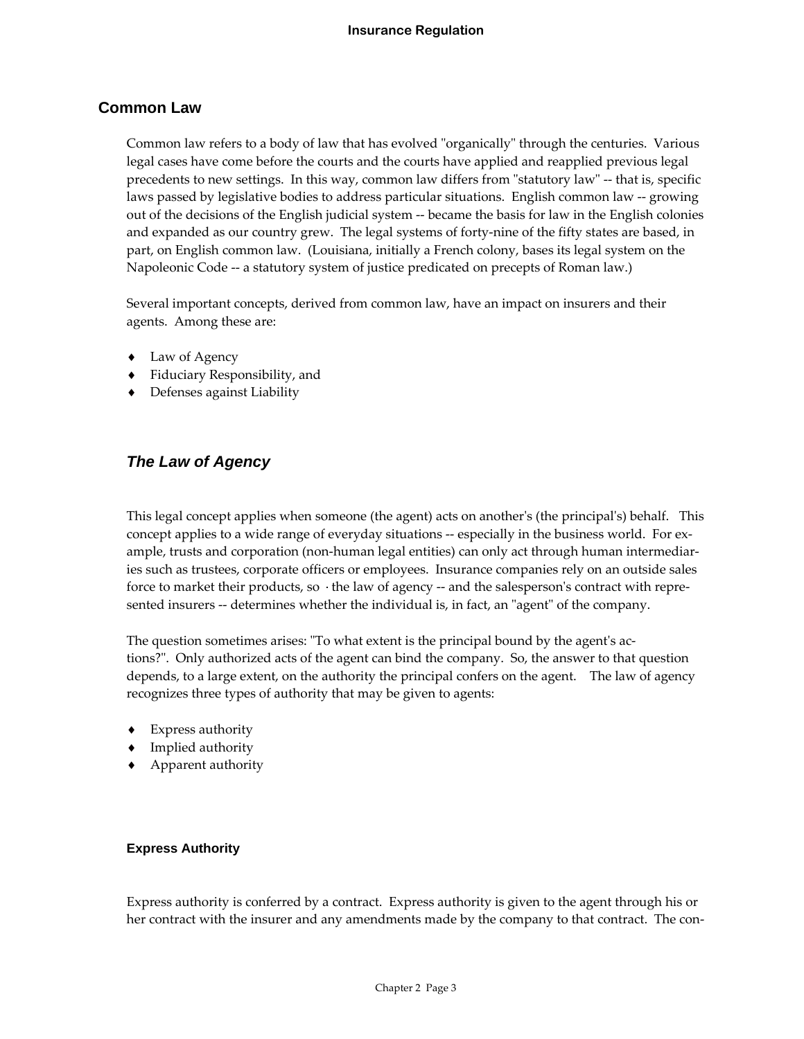## Common Law

Common law refers to a body of law that has evolved "organically" through the centuries. Various legal cases have come before the courts and the courts have applied and reapplied previous legal precedents to new settings. In this way, common law differs from "statutory law" -- that is, specific laws passed by legislative bodies to address particular situations. English common law -- growing out of the decisions of the English judicial system -- became the basis for law in the English colonies and expanded as our country grew. The legal systems of forty-nine of the fifty states are based, in part, on English common law. (Louisiana, initially a French colony, bases its legal system on the Napoleonic Code -- a statutory system of justice predicated on precepts of Roman law.)

Several important concepts, derived from common law, have an impact on insurers and their agents. Among these are:

- Law of Agency
- Fiduciary Responsibility, and
- Defenses against Liability

### *The Law of Agency*

This legal concept applies when someone (the agent) acts on another's (the principal's) behalf. This concept applies to a wide range of everyday situations -- especially in the business world. For example, trusts and corporation (non-human legal entities) can only act through human intermediaries such as trustees, corporate officers or employees. Insurance companies rely on an outside sales force to market their products, so · the law of agency -- and the salesperson's contract with represented insurers -- determines whether the individual is, in fact, an "agent" of the company.

The question sometimes arises: "To what extent is the principal bound by the agent's actions?". Only authorized acts of the agent can bind the company. So, the answer to that question depends, to a large extent, on the authority the principal confers on the agent. The law of agency recognizes three types of authority that may be given to agents:

- Express authority
- Implied authority
- Apparent authority

#### Express Authority

Express authority is conferred by a contract. Express authority is given to the agent through his or her contract with the insurer and any amendments made by the company to that contract. The con-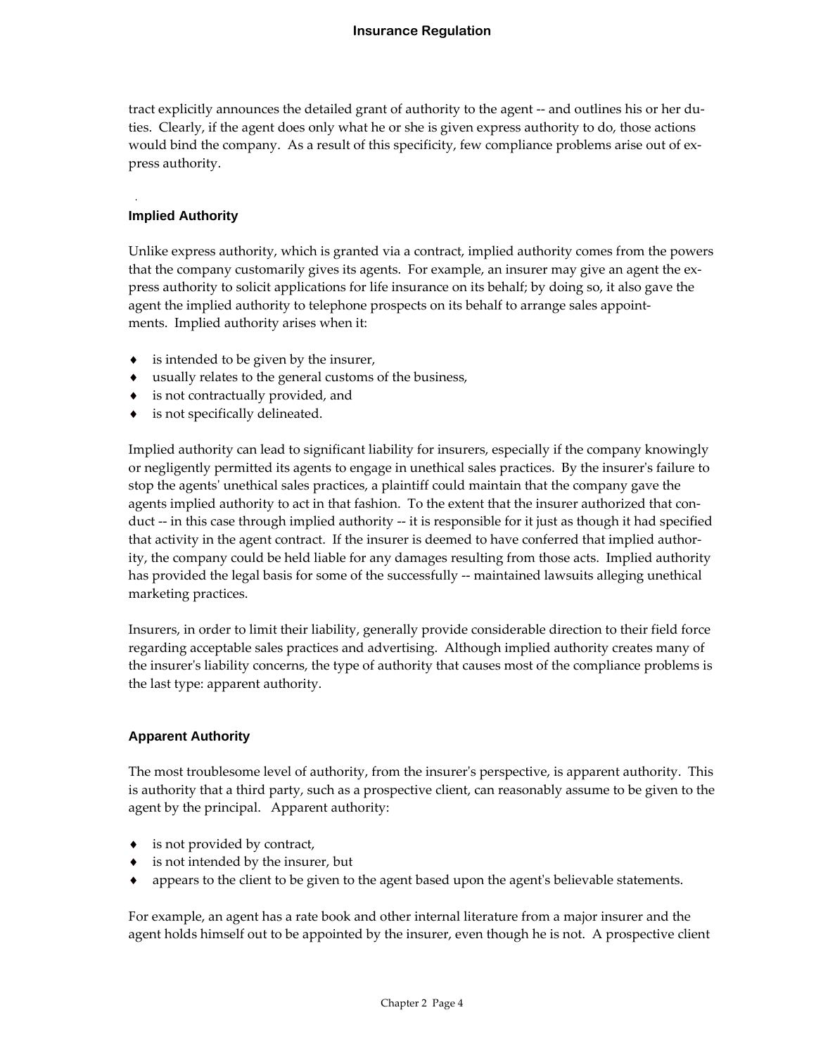tract explicitly announces the detailed grant of authority to the agent -- and outlines his or her duties. Clearly, if the agent does only what he or she is given express authority to do, those actions would bind the company. As a result of this specificity, few compliance problems arise out of express authority.

### Implied Authority

Unlike express authority, which is granted via a contract, implied authority comes from the powers that the company customarily gives its agents. For example, an insurer may give an agent the express authority to solicit applications for life insurance on its behalf; by doing so, it also gave the agent the implied authority to telephone prospects on its behalf to arrange sales appointments. Implied authority arises when it:

- is intended to be given by the insurer,
- usually relates to the general customs of the business,
- is not contractually provided, and
- is not specifically delineated.

Implied authority can lead to significant liability for insurers, especially if the company knowingly or negligently permitted its agents to engage in unethical sales practices. By the insurer's failure to stop the agents' unethical sales practices, a plaintiff could maintain that the company gave the agents implied authority to act in that fashion. To the extent that the insurer authorized that conduct -- in this case through implied authority -- it is responsible for it just as though it had specified that activity in the agent contract. If the insurer is deemed to have conferred that implied authority, the company could be held liable for any damages resulting from those acts. Implied authority has provided the legal basis for some of the successfully -- maintained lawsuits alleging unethical marketing practices.

Insurers, in order to limit their liability, generally provide considerable direction to their field force regarding acceptable sales practices and advertising. Although implied authority creates many of the insurer's liability concerns, the type of authority that causes most of the compliance problems is the last type: apparent authority.

### Apparent Authority

The most troublesome level of authority, from the insurer's perspective, is apparent authority. This is authority that a third party, such as a prospective client, can reasonably assume to be given to the agent by the principal. Apparent authority:

- is not provided by contract,
- is not intended by the insurer, but
- appears to the client to be given to the agent based upon the agent's believable statements.

For example, an agent has a rate book and other internal literature from a major insurer and the agent holds himself out to be appointed by the insurer, even though he is not. A prospective client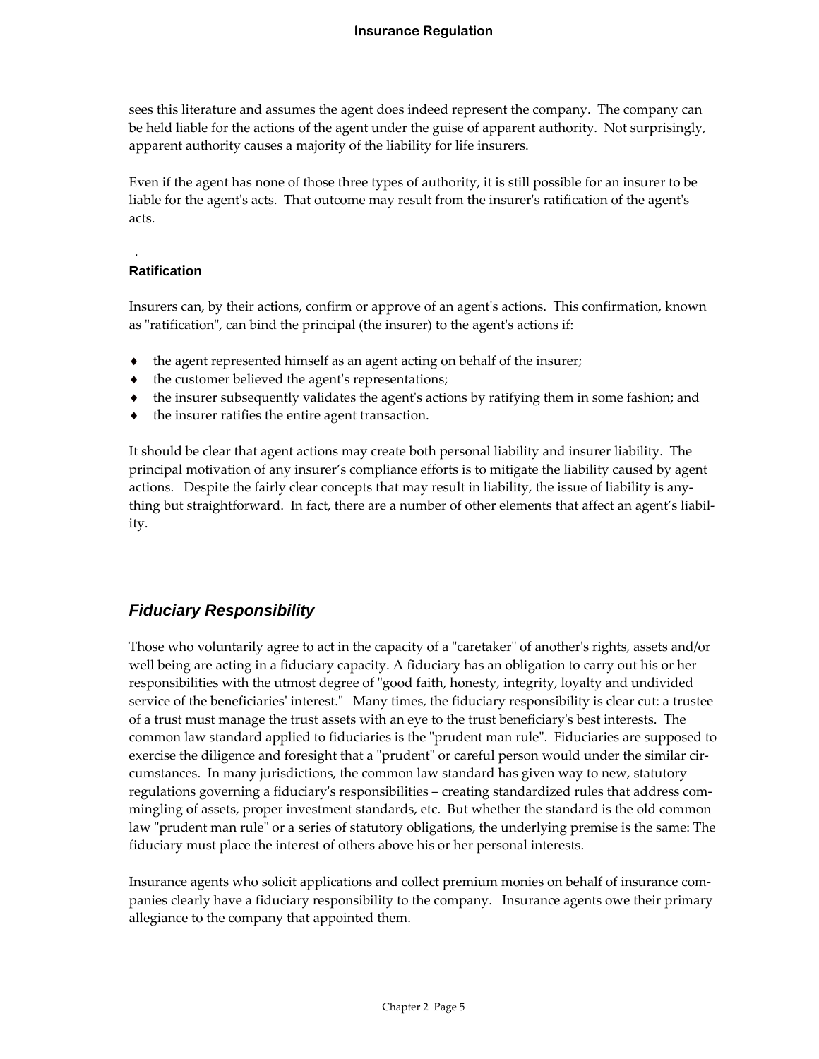sees this literature and assumes the agent does indeed represent the company. The company can be held liable for the actions of the agent under the guise of apparent authority. Not surprisingly, apparent authority causes a majority of the liability for life insurers.

Even if the agent has none of those three types of authority, it is still possible for an insurer to be liable for the agent's acts. That outcome may result from the insurer's ratification of the agent's acts.

### Ratification

Insurers can, by their actions, confirm or approve of an agent's actions. This confirmation, known as "ratification", can bind the principal (the insurer) to the agent's actions if:

- the agent represented himself as an agent acting on behalf of the insurer;
- the customer believed the agent's representations;
- the insurer subsequently validates the agent's actions by ratifying them in some fashion; and
- the insurer ratifies the entire agent transaction.

It should be clear that agent actions may create both personal liability and insurer liability. The principal motivation of any insurer's compliance efforts is to mitigate the liability caused by agent actions. Despite the fairly clear concepts that may result in liability, the issue of liability is anything but straightforward. In fact, there are a number of other elements that affect an agent's liability.

## *Fiduciary Responsibility*

Those who voluntarily agree to act in the capacity of a "caretaker" of another's rights, assets and/or well being are acting in a fiduciary capacity. A fiduciary has an obligation to carry out his or her responsibilities with the utmost degree of "good faith, honesty, integrity, loyalty and undivided service of the beneficiaries' interest." Many times, the fiduciary responsibility is clear cut: a trustee of a trust must manage the trust assets with an eye to the trust beneficiary's best interests. The common law standard applied to fiduciaries is the "prudent man rule". Fiduciaries are supposed to exercise the diligence and foresight that a "prudent" or careful person would under the similar circumstances. In many jurisdictions, the common law standard has given way to new, statutory regulations governing a fiduciary's responsibilities – creating standardized rules that address commingling of assets, proper investment standards, etc. But whether the standard is the old common law "prudent man rule" or a series of statutory obligations, the underlying premise is the same: The fiduciary must place the interest of others above his or her personal interests.

Insurance agents who solicit applications and collect premium monies on behalf of insurance companies clearly have a fiduciary responsibility to the company. Insurance agents owe their primary allegiance to the company that appointed them.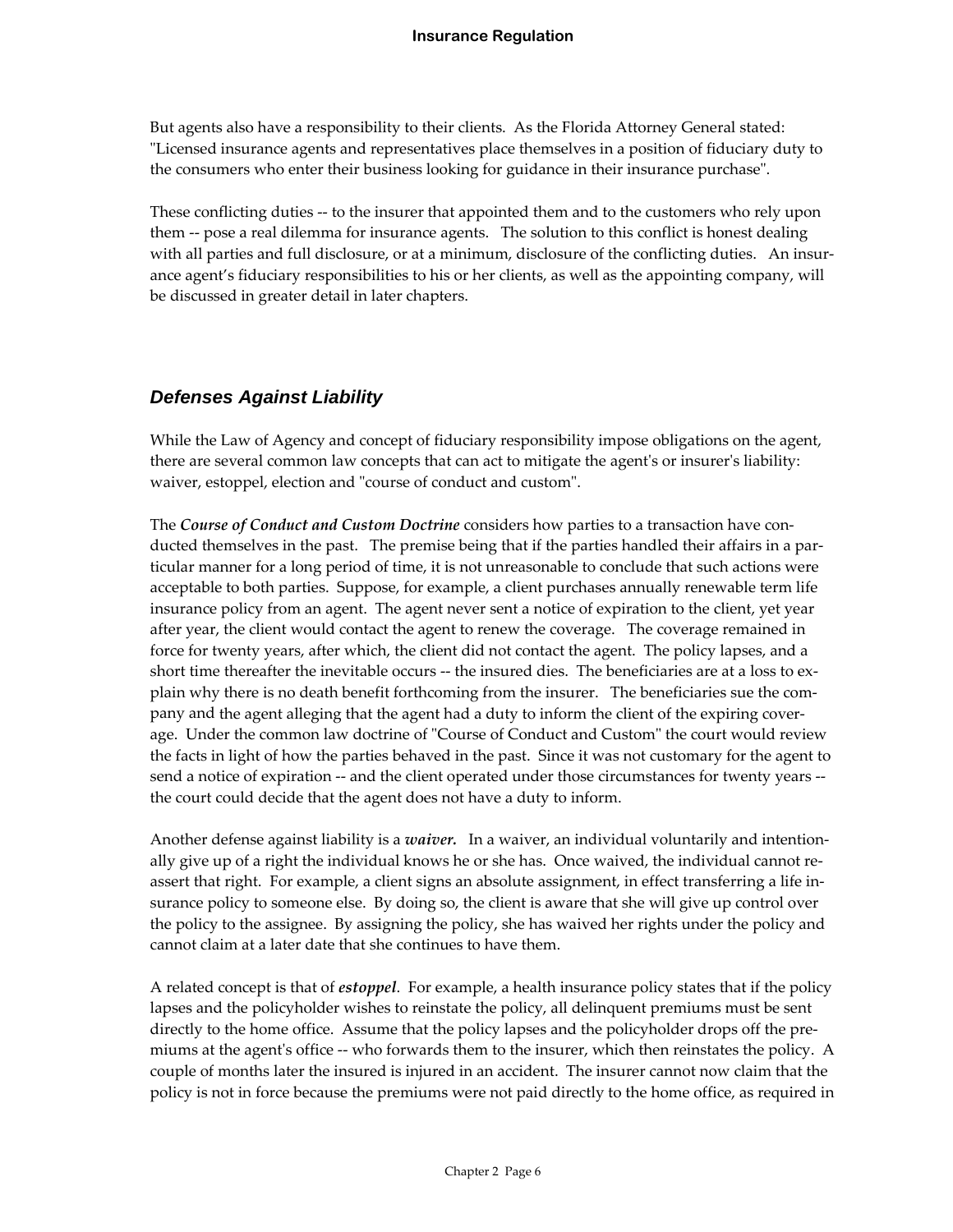But agents also have a responsibility to their clients. As the Florida Attorney General stated: "Licensed insurance agents and representatives place themselves in a position of fiduciary duty to the consumers who enter their business looking for guidance in their insurance purchase".

These conflicting duties -- to the insurer that appointed them and to the customers who rely upon them -- pose a real dilemma for insurance agents. The solution to this conflict is honest dealing with all parties and full disclosure, or at a minimum, disclosure of the conflicting duties. An insurance agent's fiduciary responsibilities to his or her clients, as well as the appointing company, will be discussed in greater detail in later chapters.

## *Defenses Against Liability*

While the Law of Agency and concept of fiduciary responsibility impose obligations on the agent, there are several common law concepts that can act to mitigate the agent's or insurer's liability: waiver, estoppel, election and "course of conduct and custom".

The ***Course of Conduct and Custom Doctrine*** considers how parties to a transaction have conducted themselves in the past. The premise being that if the parties handled their affairs in a particular manner for a long period of time, it is not unreasonable to conclude that such actions were acceptable to both parties. Suppose, for example, a client purchases annually renewable term life insurance policy from an agent. The agent never sent a notice of expiration to the client, yet year after year, the client would contact the agent to renew the coverage. The coverage remained in force for twenty years, after which, the client did not contact the agent. The policy lapses, and a short time thereafter the inevitable occurs -- the insured dies. The beneficiaries are at a loss to explain why there is no death benefit forthcoming from the insurer. The beneficiaries sue the company and the agent alleging that the agent had a duty to inform the client of the expiring coverage. Under the common law doctrine of "Course of Conduct and Custom" the court would review the facts in light of how the parties behaved in the past. Since it was not customary for the agent to send a notice of expiration -- and the client operated under those circumstances for twenty years -- the court could decide that the agent does not have a duty to inform.

Another defense against liability is a ***waiver.*** In a waiver, an individual voluntarily and intentionally give up of a right the individual knows he or she has. Once waived, the individual cannot reassert that right. For example, a client signs an absolute assignment, in effect transferring a life insurance policy to someone else. By doing so, the client is aware that she will give up control over the policy to the assignee. By assigning the policy, she has waived her rights under the policy and cannot claim at a later date that she continues to have them.

A related concept is that of ***estoppel***. For example, a health insurance policy states that if the policy lapses and the policyholder wishes to reinstate the policy, all delinquent premiums must be sent directly to the home office. Assume that the policy lapses and the policyholder drops off the premiums at the agent's office -- who forwards them to the insurer, which then reinstates the policy. A couple of months later the insured is injured in an accident. The insurer cannot now claim that the policy is not in force because the premiums were not paid directly to the home office, as required in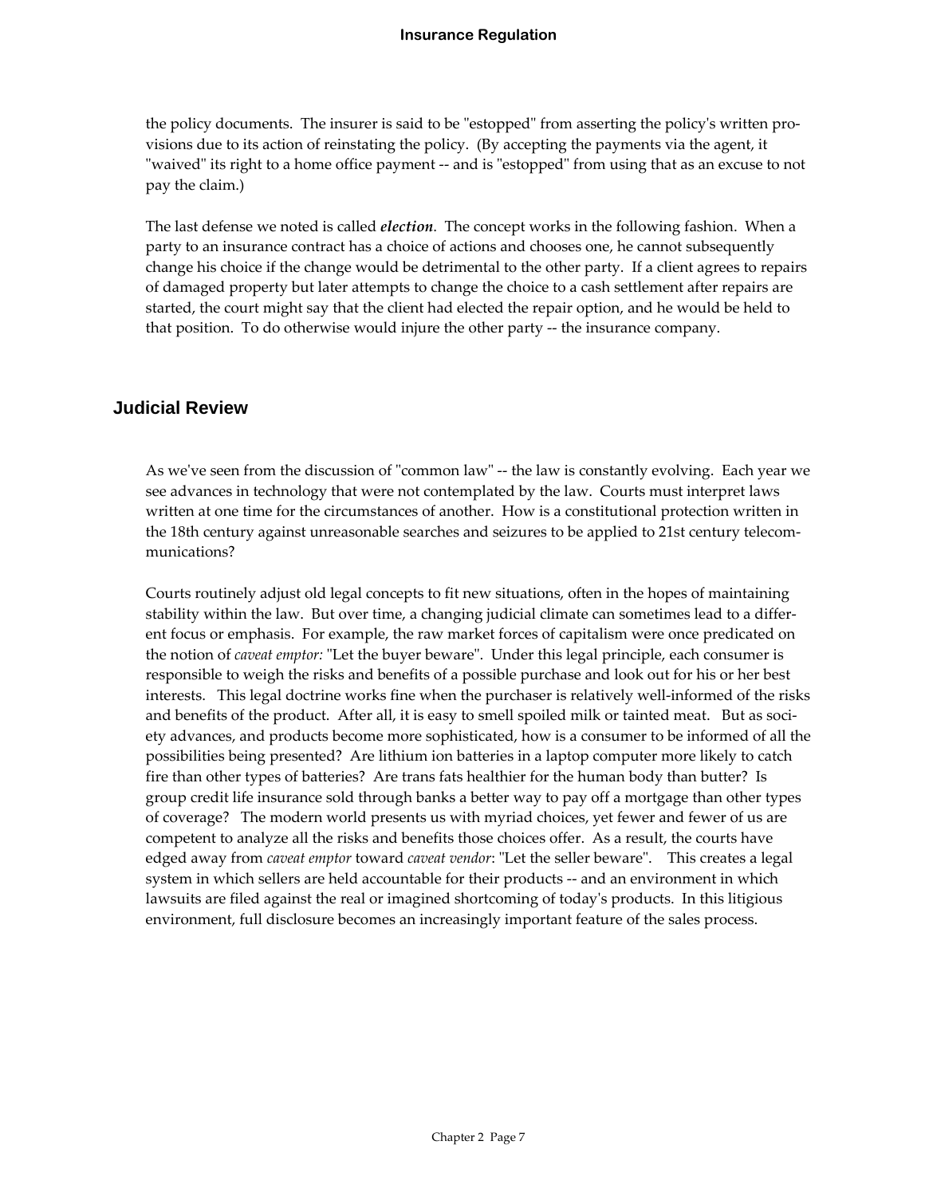the policy documents. The insurer is said to be "estopped" from asserting the policy's written provisions due to its action of reinstating the policy. (By accepting the payments via the agent, it "waived" its right to a home office payment -- and is "estopped" from using that as an excuse to not pay the claim.)

The last defense we noted is called ***election***. The concept works in the following fashion. When a party to an insurance contract has a choice of actions and chooses one, he cannot subsequently change his choice if the change would be detrimental to the other party. If a client agrees to repairs of damaged property but later attempts to change the choice to a cash settlement after repairs are started, the court might say that the client had elected the repair option, and he would be held to that position. To do otherwise would injure the other party -- the insurance company.

## Judicial Review

As we've seen from the discussion of "common law" -- the law is constantly evolving. Each year we see advances in technology that were not contemplated by the law. Courts must interpret laws written at one time for the circumstances of another. How is a constitutional protection written in the 18th century against unreasonable searches and seizures to be applied to 21st century telecommunications?

Courts routinely adjust old legal concepts to fit new situations, often in the hopes of maintaining stability within the law. But over time, a changing judicial climate can sometimes lead to a different focus or emphasis. For example, the raw market forces of capitalism were once predicated on the notion of *caveat emptor:* "Let the buyer beware". Under this legal principle, each consumer is responsible to weigh the risks and benefits of a possible purchase and look out for his or her best interests. This legal doctrine works fine when the purchaser is relatively well-informed of the risks and benefits of the product. After all, it is easy to smell spoiled milk or tainted meat. But as society advances, and products become more sophisticated, how is a consumer to be informed of all the possibilities being presented? Are lithium ion batteries in a laptop computer more likely to catch fire than other types of batteries? Are trans fats healthier for the human body than butter? Is group credit life insurance sold through banks a better way to pay off a mortgage than other types of coverage? The modern world presents us with myriad choices, yet fewer and fewer of us are competent to analyze all the risks and benefits those choices offer. As a result, the courts have edged away from *caveat emptor* toward *caveat vendor*: "Let the seller beware". This creates a legal system in which sellers are held accountable for their products -- and an environment in which lawsuits are filed against the real or imagined shortcoming of today's products. In this litigious environment, full disclosure becomes an increasingly important feature of the sales process.